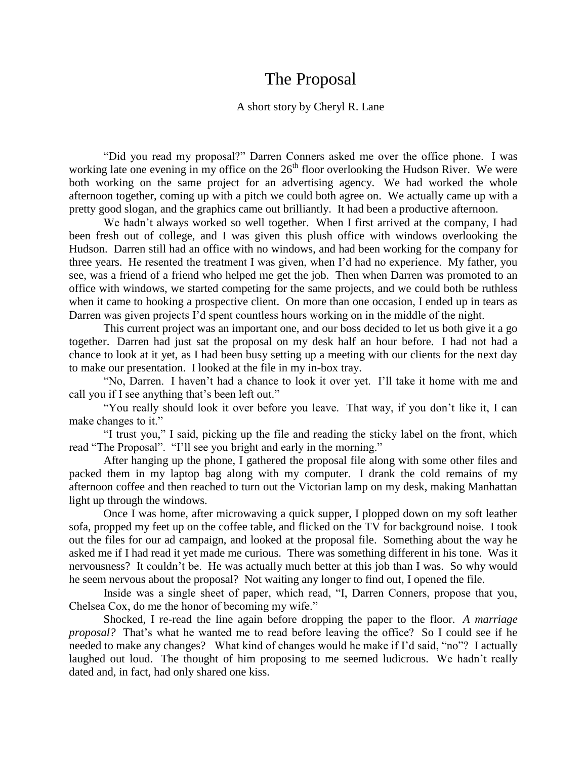# The Proposal

A short story by Cheryl R. Lane

"Did you read my proposal?" Darren Conners asked me over the office phone. I was working late one evening in my office on the 26th floor overlooking the Hudson River. We were both working on the same project for an advertising agency. We had worked the whole afternoon together, coming up with a pitch we could both agree on. We actually came up with a pretty good slogan, and the graphics came out brilliantly. It had been a productive afternoon.

We hadn't always worked so well together. When I first arrived at the company, I had been fresh out of college, and I was given this plush office with windows overlooking the Hudson. Darren still had an office with no windows, and had been working for the company for three years. He resented the treatment I was given, when I'd had no experience. My father, you see, was a friend of a friend who helped me get the job. Then when Darren was promoted to an office with windows, we started competing for the same projects, and we could both be ruthless when it came to hooking a prospective client. On more than one occasion, I ended up in tears as Darren was given projects I'd spent countless hours working on in the middle of the night.

This current project was an important one, and our boss decided to let us both give it a go together. Darren had just sat the proposal on my desk half an hour before. I had not had a chance to look at it yet, as I had been busy setting up a meeting with our clients for the next day to make our presentation. I looked at the file in my in-box tray.

"No, Darren. I haven't had a chance to look it over yet. I'll take it home with me and call you if I see anything that's been left out."

"You really should look it over before you leave. That way, if you don't like it, I can make changes to it."

"I trust you," I said, picking up the file and reading the sticky label on the front, which read "The Proposal". "I'll see you bright and early in the morning."

After hanging up the phone, I gathered the proposal file along with some other files and packed them in my laptop bag along with my computer. I drank the cold remains of my afternoon coffee and then reached to turn out the Victorian lamp on my desk, making Manhattan light up through the windows.

Once I was home, after microwaving a quick supper, I plopped down on my soft leather sofa, propped my feet up on the coffee table, and flicked on the TV for background noise. I took out the files for our ad campaign, and looked at the proposal file. Something about the way he asked me if I had read it yet made me curious. There was something different in his tone. Was it nervousness? It couldn't be. He was actually much better at this job than I was. So why would he seem nervous about the proposal? Not waiting any longer to find out, I opened the file.

Inside was a single sheet of paper, which read, "I, Darren Conners, propose that you, Chelsea Cox, do me the honor of becoming my wife."

Shocked, I re-read the line again before dropping the paper to the floor. *A marriage proposal?* That's what he wanted me to read before leaving the office? So I could see if he needed to make any changes? What kind of changes would he make if I'd said, "no"? I actually laughed out loud. The thought of him proposing to me seemed ludicrous. We hadn't really dated and, in fact, had only shared one kiss.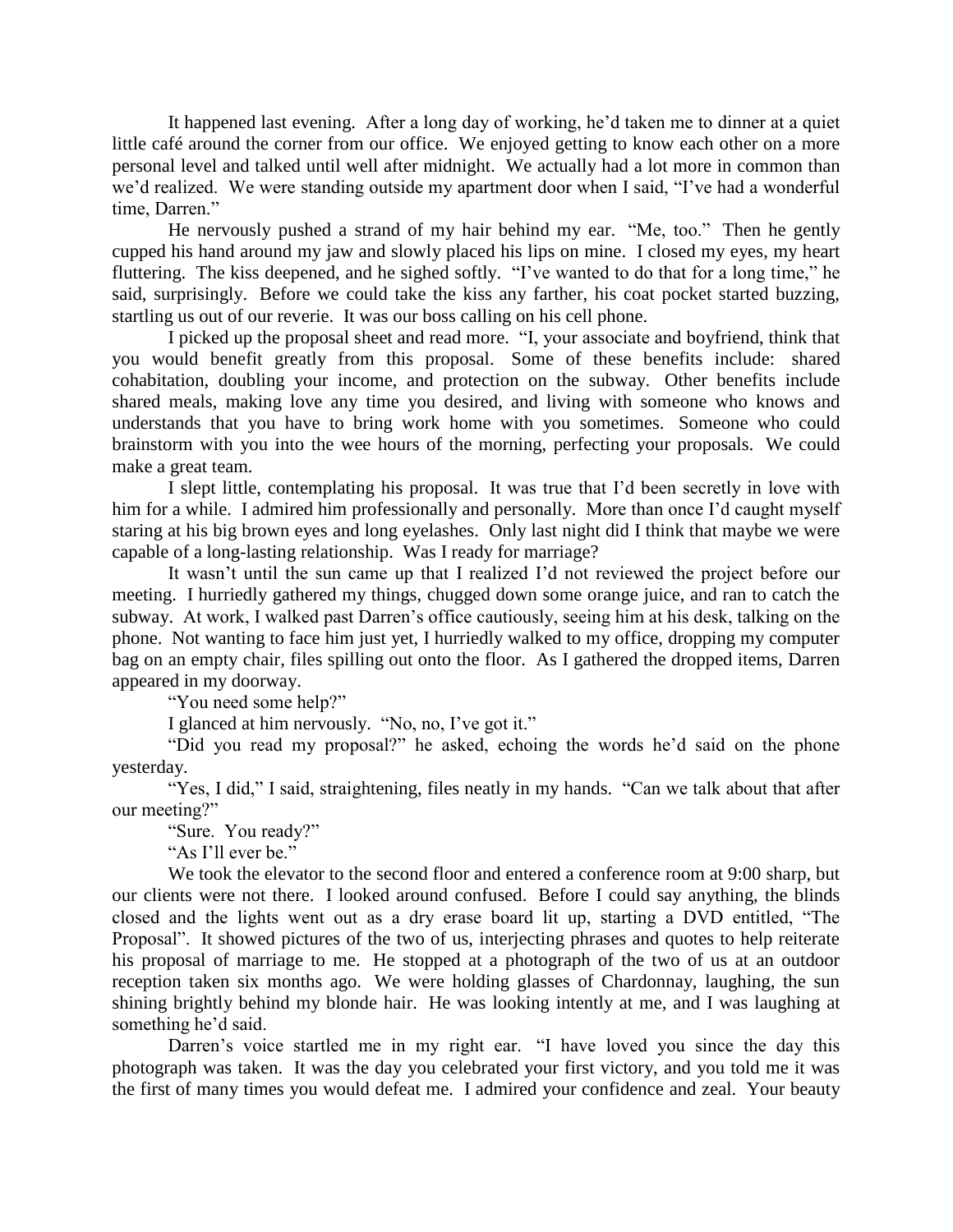It happened last evening. After a long day of working, he'd taken me to dinner at a quiet little café around the corner from our office. We enjoyed getting to know each other on a more personal level and talked until well after midnight. We actually had a lot more in common than we'd realized. We were standing outside my apartment door when I said, "I've had a wonderful time, Darren."

He nervously pushed a strand of my hair behind my ear. "Me, too." Then he gently cupped his hand around my jaw and slowly placed his lips on mine. I closed my eyes, my heart fluttering. The kiss deepened, and he sighed softly. "I've wanted to do that for a long time," he said, surprisingly. Before we could take the kiss any farther, his coat pocket started buzzing, startling us out of our reverie. It was our boss calling on his cell phone.

I picked up the proposal sheet and read more. "I, your associate and boyfriend, think that you would benefit greatly from this proposal. Some of these benefits include: shared cohabitation, doubling your income, and protection on the subway. Other benefits include shared meals, making love any time you desired, and living with someone who knows and understands that you have to bring work home with you sometimes. Someone who could brainstorm with you into the wee hours of the morning, perfecting your proposals. We could make a great team.

I slept little, contemplating his proposal. It was true that I'd been secretly in love with him for a while. I admired him professionally and personally. More than once I'd caught myself staring at his big brown eyes and long eyelashes. Only last night did I think that maybe we were capable of a long-lasting relationship. Was I ready for marriage?

It wasn't until the sun came up that I realized I'd not reviewed the project before our meeting. I hurriedly gathered my things, chugged down some orange juice, and ran to catch the subway. At work, I walked past Darren's office cautiously, seeing him at his desk, talking on the phone. Not wanting to face him just yet, I hurriedly walked to my office, dropping my computer bag on an empty chair, files spilling out onto the floor. As I gathered the dropped items, Darren appeared in my doorway.

"You need some help?"

I glanced at him nervously. "No, no, I've got it."

"Did you read my proposal?" he asked, echoing the words he'd said on the phone yesterday.

"Yes, I did," I said, straightening, files neatly in my hands. "Can we talk about that after our meeting?"

"Sure. You ready?"

"As I'll ever be."

We took the elevator to the second floor and entered a conference room at 9:00 sharp, but our clients were not there. I looked around confused. Before I could say anything, the blinds closed and the lights went out as a dry erase board lit up, starting a DVD entitled, "The Proposal". It showed pictures of the two of us, interjecting phrases and quotes to help reiterate his proposal of marriage to me. He stopped at a photograph of the two of us at an outdoor reception taken six months ago. We were holding glasses of Chardonnay, laughing, the sun shining brightly behind my blonde hair. He was looking intently at me, and I was laughing at something he'd said.

Darren's voice startled me in my right ear. "I have loved you since the day this photograph was taken. It was the day you celebrated your first victory, and you told me it was the first of many times you would defeat me. I admired your confidence and zeal. Your beauty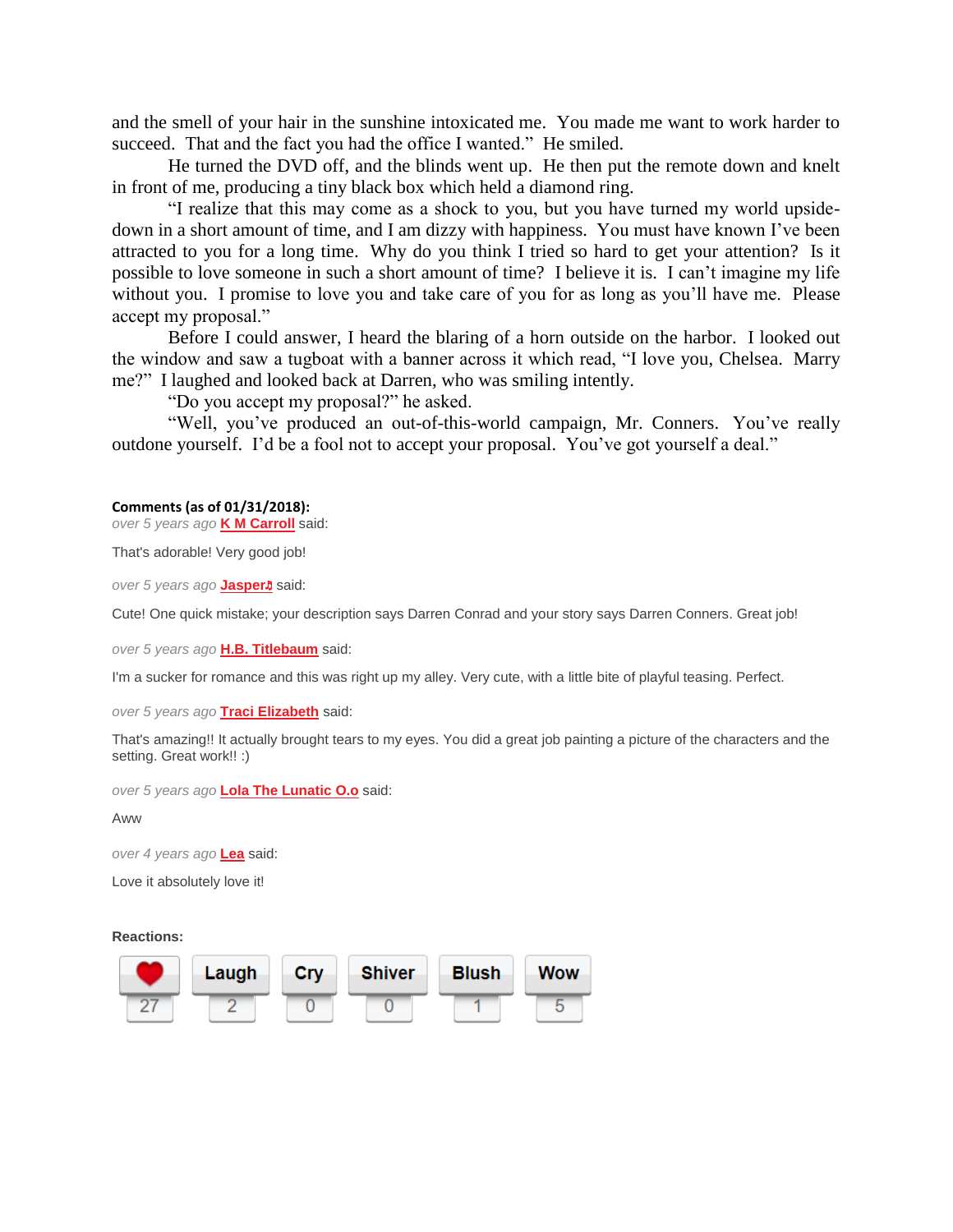and the smell of your hair in the sunshine intoxicated me. You made me want to work harder to succeed. That and the fact you had the office I wanted." He smiled.

He turned the DVD off, and the blinds went up. He then put the remote down and knelt in front of me, producing a tiny black box which held a diamond ring.

"I realize that this may come as a shock to you, but you have turned my world upside-down in a short amount of time, and I am dizzy with happiness. You must have known I've been attracted to you for a long time. Why do you think I tried so hard to get your attention? Is it possible to love someone in such a short amount of time? I believe it is. I can't imagine my life without you. I promise to love you and take care of you for as long as you'll have me. Please accept my proposal."

Before I could answer, I heard the blaring of a horn outside on the harbor. I looked out the window and saw a tugboat with a banner across it which read, "I love you, Chelsea. Marry me?" I laughed and looked back at Darren, who was smiling intently.

"Do you accept my proposal?" he asked.

"Well, you've produced an out-of-this-world campaign, Mr. Conners. You've really outdone yourself. I'd be a fool not to accept your proposal. You've got yourself a deal."

**Comments (as of 01/31/2018):**

*over 5 years ago* **K M Carroll** said:

That's adorable! Very good job!

*over 5 years ago* **Jasper♫** said:

Cute! One quick mistake; your description says Darren Conrad and your story says Darren Conners. Great job!

*over 5 years ago* **H.B. Titlebaum** said:

I'm a sucker for romance and this was right up my alley. Very cute, with a little bite of playful teasing. Perfect.

*over 5 years ago* **Traci Elizabeth** said:

That's amazing!! It actually brought tears to my eyes. You did a great job painting a picture of the characters and the setting. Great work!! :)

*over 5 years ago* **Lola The Lunatic O.o** said:

Aww

*over 4 years ago* **Lea** said:

Love it absolutely love it!

**Reactions:**

| ❤ | Laugh | Cry | Shiver | Blush | Wow |
|---|---|---|---|---|---|
| 27 | 2 | 0 | 0 | 1 | 5 |